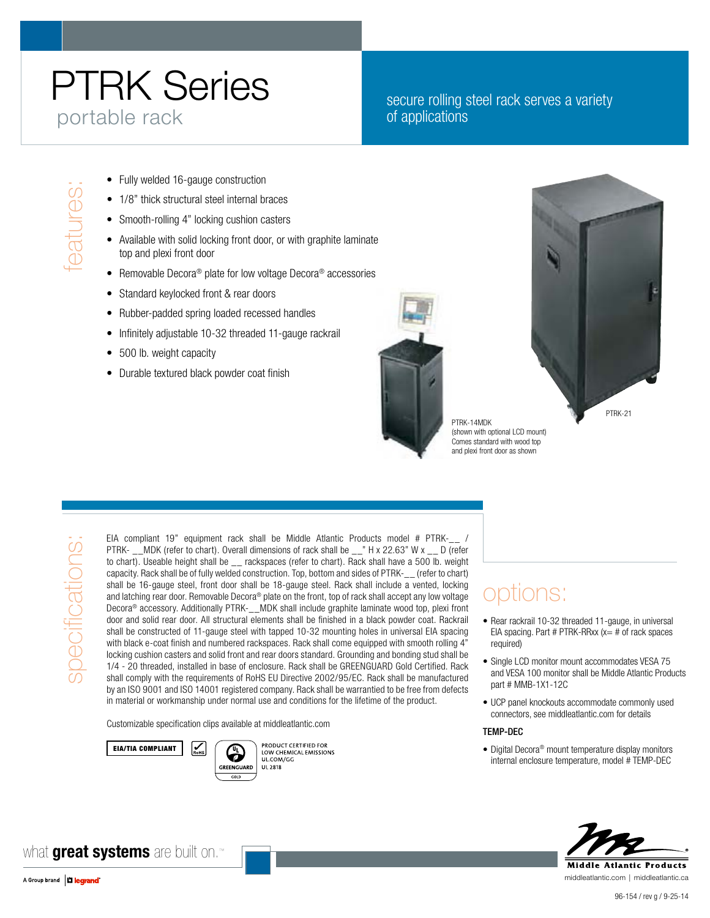# PTRK Series

## portable rack

secure rolling steel rack serves a variety of applications

## features:

- Fully welded 16-gauge construction
- 1/8" thick structural steel internal braces
- Smooth-rolling 4" locking cushion casters
- Available with solid locking front door, or with graphite laminate top and plexi front door
- Removable Decora® plate for low voltage Decora® accessories
- Standard keylocked front & rear doors
- Rubber-padded spring loaded recessed handles
- Infinitely adjustable 10-32 threaded 11-gauge rackrail
- 500 lb. weight capacity
- Durable textured black powder coat finish

PTRK-14MDK
(shown with optional LCD mount)
Comes standard with wood top and plexi front door as shown

PTRK-21

## specifications:

EIA compliant 19" equipment rack shall be Middle Atlantic Products model # PTRK-__ / PTRK- __MDK (refer to chart). Overall dimensions of rack shall be __" H x 22.63" W x __ D (refer to chart). Useable height shall be __ rackspaces (refer to chart). Rack shall have a 500 lb. weight capacity. Rack shall be of fully welded construction. Top, bottom and sides of PTRK-__ (refer to chart) shall be 16-gauge steel, front door shall be 18-gauge steel. Rack shall include a vented, locking and latching rear door. Removable Decora® plate on the front, top of rack shall accept any low voltage Decora® accessory. Additionally PTRK-__MDK shall include graphite laminate wood top, plexi front door and solid rear door. All structural elements shall be finished in a black powder coat. Rackrail shall be constructed of 11-gauge steel with tapped 10-32 mounting holes in universal EIA spacing with black e-coat finish and numbered rackspaces. Rack shall come equipped with smooth rolling 4" locking cushion casters and solid front and rear doors standard. Grounding and bonding stud shall be 1/4 - 20 threaded, installed in base of enclosure. Rack shall be GREENGUARD Gold Certified. Rack shall comply with the requirements of RoHS EU Directive 2002/95/EC. Rack shall be manufactured by an ISO 9001 and ISO 14001 registered company. Rack shall be warrantied to be free from defects in material or workmanship under normal use and conditions for the lifetime of the product.

Customizable specification clips available at middleatlantic.com

EIA/TIA COMPLIANT | RoHS | GREENGUARD GOLD | PRODUCT CERTIFIED FOR LOW CHEMICAL EMISSIONS UL.COM/GG UL 2818

## options:

- Rear rackrail 10-32 threaded 11-gauge, in universal EIA spacing. Part # PTRK-RRxx (x= # of rack spaces required)
- Single LCD monitor mount accommodates VESA 75 and VESA 100 monitor shall be Middle Atlantic Products part # MMB-1X1-12C
- UCP panel knockouts accommodate commonly used connectors, see middleatlantic.com for details

### TEMP-DEC

- Digital Decora® mount temperature display monitors internal enclosure temperature, model # TEMP-DEC

what **great systems** are built on.™

A Group brand legrand

Middle Atlantic Products
middleatlantic.com | middleatlantic.ca

96-154 / rev g / 9-25-14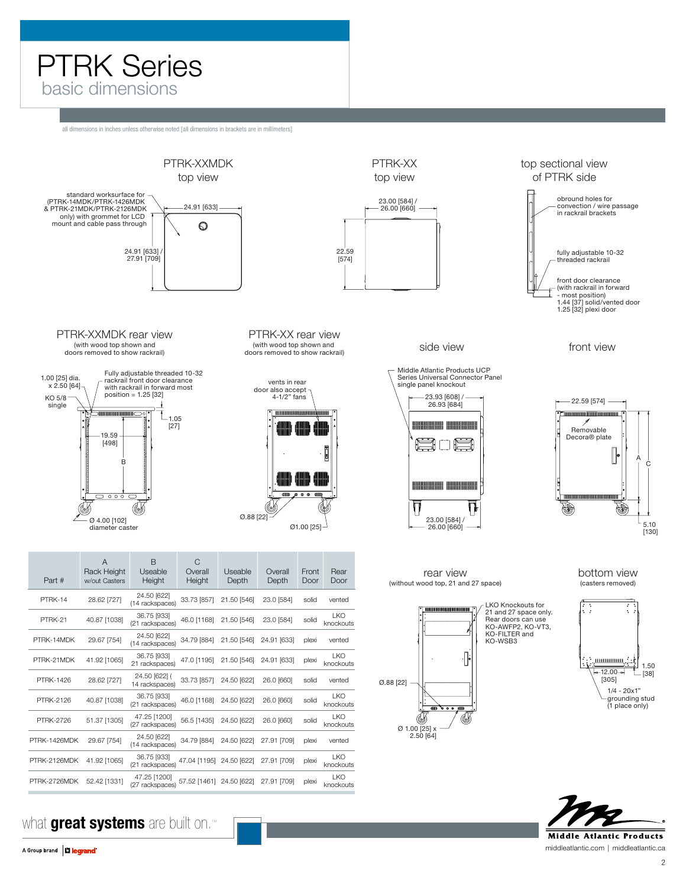# PTRK Series

## basic dimensions

all dimensions in inches unless otherwise noted [all dimensions in brackets are in millimeters]

### PTRK-XXMDK top view

standard worksurface for (PTRK-14MDK/PTRK-1426MDK & PTRK-21MDK/PTRK-2126MDK only) with grommet for LCD mount and cable pass through

24.91 [633]

24.91 [633] / 27.91 [709]

### PTRK-XX top view

23.00 [584] / 26.00 [660]

22.59 [574]

### top sectional view of PTRK side

obround holes for convection / wire passage in rackrail brackets

fully adjustable 10-32 threaded rackrail

front door clearance (with rackrail in forward - most position)
1.44 [37] solid/vented door
1.25 [32] plexi door

### PTRK-XXMDK rear view

(with wood top shown and doors removed to show rackrail)

1.00 [25] dia. x 2.50 [64]

KO 5/8 single

Fully adjustable threaded 10-32 rackrail front door clearance with rackrail in forward most position = 1.25 [32]

1.05 [27]

19.59 [498]

B

Ø 4.00 [102] diameter caster

### PTRK-XX rear view

(with wood top shown and doors removed to show rackrail)

vents in rear door also accept 4-1/2" fans

Ø.88 [22]

Ø1.00 [25]

### side view

Middle Atlantic Products UCP Series Universal Connector Panel single panel knockout

23.93 [608] / 26.93 [684]

23.00 [584] / 26.00 [660]

### front view

22.59 [574]

Removable Decora® plate

A

C

5.10 [130]

| Part # | A Rack Height w/out Casters | B Useable Height | C Overall Height | Useable Depth | Overall Depth | Front Door | Rear Door |
|---|---|---|---|---|---|---|---|
| PTRK-14 | 28.62 [727] | 24.50 [622] (14 rackspaces) | 33.73 [857] | 21.50 [546] | 23.0 [584] | solid | vented |
| PTRK-21 | 40.87 [1038] | 36.75 [933] (21 rackspaces) | 46.0 [1168] | 21.50 [546] | 23.0 [584] | solid | LKO knockouts |
| PTRK-14MDK | 29.67 [754] | 24.50 [622] (14 rackspaces) | 34.79 [884] | 21.50 [546] | 24.91 [633] | plexi | vented |
| PTRK-21MDK | 41.92 [1065] | 36.75 [933] 21 rackspaces) | 47.0 [1195] | 21.50 [546] | 24.91 [633] | plexi | LKO knockouts |
| PTRK-1426 | 28.62 [727] | 24.50 [622] ( 14 rackspaces) | 33.73 [857] | 24.50 [622] | 26.0 [660] | solid | vented |
| PTRK-2126 | 40.87 [1038] | 36.75 [933] (21 rackspaces) | 46.0 [1168] | 24.50 [622] | 26.0 [660] | solid | LKO knockouts |
| PTRK-2726 | 51.37 [1305] | 47.25 [1200] (27 rackspaces) | 56.5 [1435] | 24.50 [622] | 26.0 [660] | solid | LKO knockouts |
| PTRK-1426MDK | 29.67 [754] | 24.50 [622] (14 rackspaces) | 34.79 [884] | 24.50 [622] | 27.91 [709] | plexi | vented |
| PTRK-2126MDK | 41.92 [1065] | 36.75 [933] (21 rackspaces) | 47.04 [1195] | 24.50 [622] | 27.91 [709] | plexi | LKO knockouts |
| PTRK-2726MDK | 52.42 [1331] | 47.25 [1200] (27 rackspaces) | 57.52 [1461] | 24.50 [622] | 27.91 [709] | plexi | LKO knockouts |

### rear view

(without wood top, 21 and 27 space)

LKO Knockouts for 21 and 27 space only. Rear doors can use KO-AWFP2, KO-VT3, KO-FILTER and KO-WSB3

Ø.88 [22]

Ø 1.00 [25] x 2.50 [64]

### bottom view

(casters removed)

12.00 [305]

1.50 [38]

1/4 - 20x1" grounding stud (1 place only)

what **great systems** are built on.™

A Group brand | legrand

Middle Atlantic Products

middleatlantic.com | middleatlantic.ca